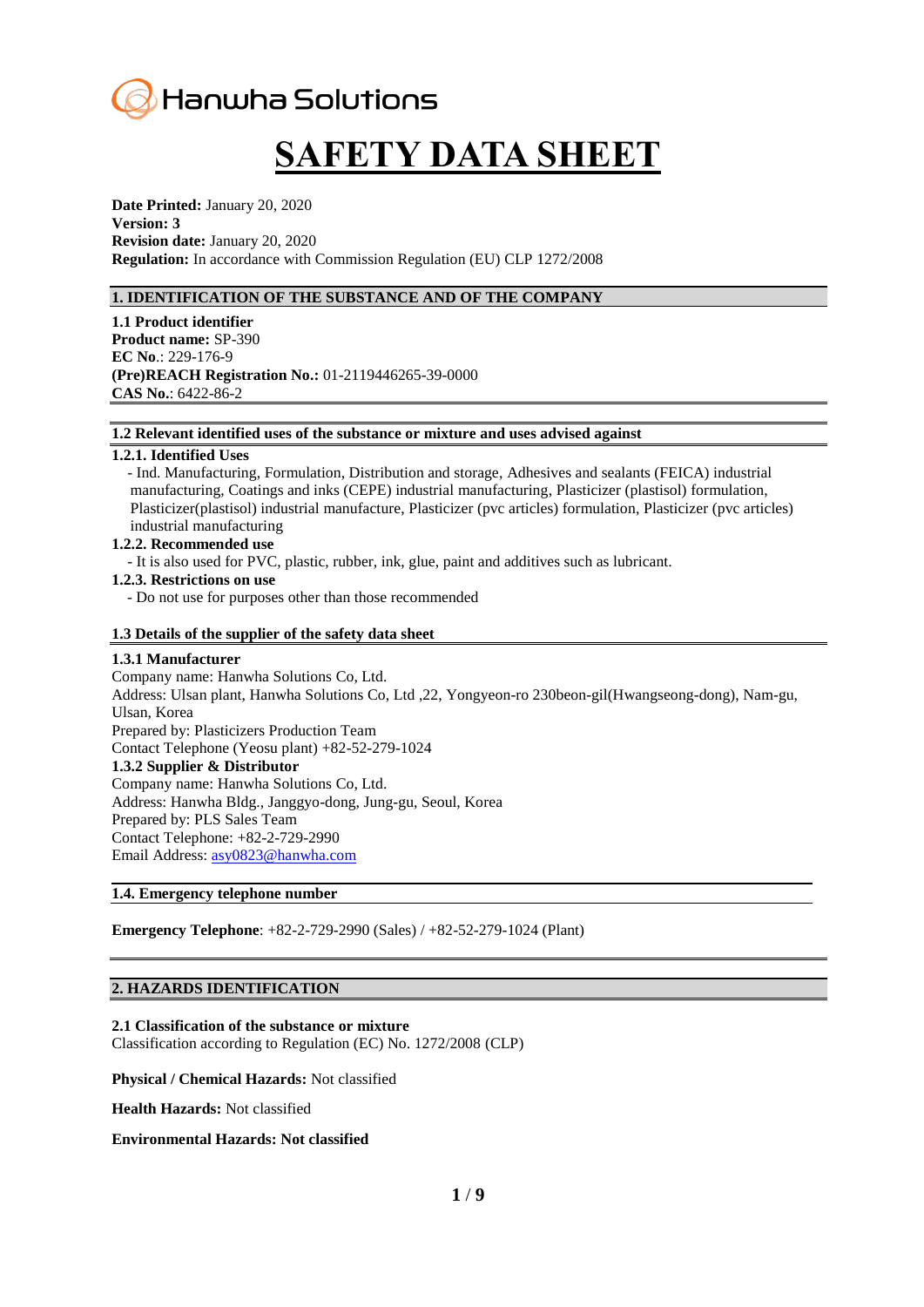Hanwha Solutions

# SAFETY DATA SHEET

**Date Printed:** January 20, 2020
**Version: 3**
**Revision date:** January 20, 2020
**Regulation:** In accordance with Commission Regulation (EU) CLP 1272/2008

## 1. IDENTIFICATION OF THE SUBSTANCE AND OF THE COMPANY

**1.1 Product identifier**
**Product name:** SP-390
**EC No**.: 229-176-9
**(Pre)REACH Registration No.:** 01-2119446265-39-0000
**CAS No.**: 6422-86-2

### 1.2 Relevant identified uses of the substance or mixture and uses advised against

**1.2.1. Identified Uses**

- Ind. Manufacturing, Formulation, Distribution and storage, Adhesives and sealants (FEICA) industrial manufacturing, Coatings and inks (CEPE) industrial manufacturing, Plasticizer (plastisol) formulation, Plasticizer(plastisol) industrial manufacture, Plasticizer (pvc articles) formulation, Plasticizer (pvc articles) industrial manufacturing

**1.2.2. Recommended use**

- It is also used for PVC, plastic, rubber, ink, glue, paint and additives such as lubricant.

**1.2.3. Restrictions on use**

- Do not use for purposes other than those recommended

### 1.3 Details of the supplier of the safety data sheet

**1.3.1 Manufacturer**
Company name: Hanwha Solutions Co, Ltd.
Address: Ulsan plant, Hanwha Solutions Co, Ltd ,22, Yongyeon-ro 230beon-gil(Hwangseong-dong), Nam-gu, Ulsan, Korea
Prepared by: Plasticizers Production Team
Contact Telephone (Yeosu plant) +82-52-279-1024
**1.3.2 Supplier & Distributor**
Company name: Hanwha Solutions Co, Ltd.
Address: Hanwha Bldg., Janggyo-dong, Jung-gu, Seoul, Korea
Prepared by: PLS Sales Team
Contact Telephone: +82-2-729-2990
Email Address: asy0823@hanwha.com

### 1.4. Emergency telephone number

**Emergency Telephone**: +82-2-729-2990 (Sales) / +82-52-279-1024 (Plant)

## 2. HAZARDS IDENTIFICATION

**2.1 Classification of the substance or mixture**
Classification according to Regulation (EC) No. 1272/2008 (CLP)

**Physical / Chemical Hazards:** Not classified

**Health Hazards:** Not classified

**Environmental Hazards: Not classified**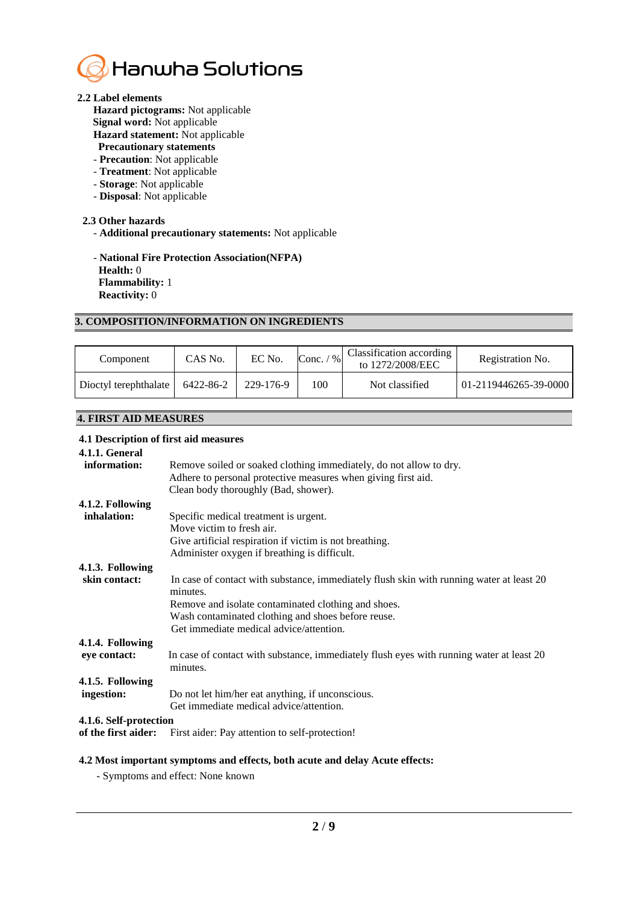### 2.2 Label elements

**Hazard pictograms:** Not applicable
**Signal word:** Not applicable
**Hazard statement:** Not applicable
**Precautionary statements**
- **Precaution**: Not applicable
- **Treatment**: Not applicable
- **Storage**: Not applicable
- **Disposal**: Not applicable

### 2.3 Other hazards

- **Additional precautionary statements:** Not applicable

- **National Fire Protection Association(NFPA)**
  **Health:** 0
  **Flammability:** 1
  **Reactivity:** 0

## 3. COMPOSITION/INFORMATION ON INGREDIENTS

| Component | CAS No. | EC No. | Conc. / % | Classification according to 1272/2008/EEC | Registration No. |
|---|---|---|---|---|---|
| Dioctyl terephthalate | 6422-86-2 | 229-176-9 | 100 | Not classified | 01-2119446265-39-0000 |

## 4. FIRST AID MEASURES

### 4.1 Description of first aid measures

**4.1.1. General information:**
Remove soiled or soaked clothing immediately, do not allow to dry.
Adhere to personal protective measures when giving first aid.
Clean body thoroughly (Bad, shower).

**4.1.2. Following inhalation:**
Specific medical treatment is urgent.
Move victim to fresh air.
Give artificial respiration if victim is not breathing.
Administer oxygen if breathing is difficult.

**4.1.3. Following skin contact:**
In case of contact with substance, immediately flush skin with running water at least 20 minutes.
Remove and isolate contaminated clothing and shoes.
Wash contaminated clothing and shoes before reuse.
Get immediate medical advice/attention.

**4.1.4. Following eye contact:**
In case of contact with substance, immediately flush eyes with running water at least 20 minutes.

**4.1.5. Following ingestion:**
Do not let him/her eat anything, if unconscious.
Get immediate medical advice/attention.

**4.1.6. Self-protection of the first aider:**
First aider: Pay attention to self-protection!

### 4.2 Most important symptoms and effects, both acute and delay Acute effects:

- Symptoms and effect: None known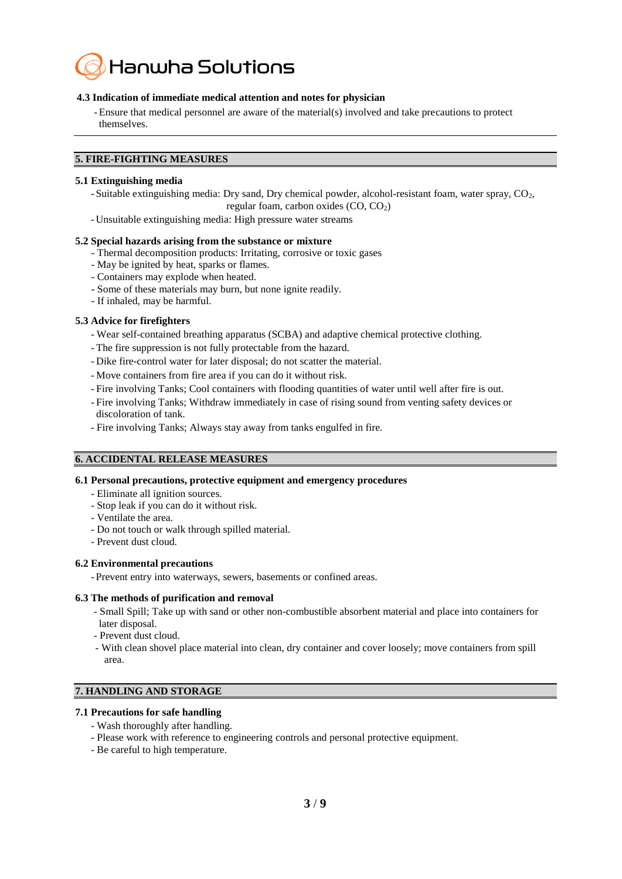### 4.3 Indication of immediate medical attention and notes for physician

- Ensure that medical personnel are aware of the material(s) involved and take precautions to protect themselves.

## 5. FIRE-FIGHTING MEASURES

### 5.1 Extinguishing media

- Suitable extinguishing media: Dry sand, Dry chemical powder, alcohol-resistant foam, water spray, $CO_2$, regular foam, carbon oxides (CO, $CO_2$)
- Unsuitable extinguishing media: High pressure water streams

### 5.2 Special hazards arising from the substance or mixture

- Thermal decomposition products: Irritating, corrosive or toxic gases
- May be ignited by heat, sparks or flames.
- Containers may explode when heated.
- Some of these materials may burn, but none ignite readily.
- If inhaled, may be harmful.

### 5.3 Advice for firefighters

- Wear self-contained breathing apparatus (SCBA) and adaptive chemical protective clothing.
- The fire suppression is not fully protectable from the hazard.
- Dike fire-control water for later disposal; do not scatter the material.
- Move containers from fire area if you can do it without risk.
- Fire involving Tanks; Cool containers with flooding quantities of water until well after fire is out.
- Fire involving Tanks; Withdraw immediately in case of rising sound from venting safety devices or discoloration of tank.
- Fire involving Tanks; Always stay away from tanks engulfed in fire.

## 6. ACCIDENTAL RELEASE MEASURES

### 6.1 Personal precautions, protective equipment and emergency procedures

- Eliminate all ignition sources.
- Stop leak if you can do it without risk.
- Ventilate the area.
- Do not touch or walk through spilled material.
- Prevent dust cloud.

### 6.2 Environmental precautions

- Prevent entry into waterways, sewers, basements or confined areas.

### 6.3 The methods of purification and removal

- Small Spill; Take up with sand or other non-combustible absorbent material and place into containers for later disposal.
- Prevent dust cloud.
- With clean shovel place material into clean, dry container and cover loosely; move containers from spill area.

## 7. HANDLING AND STORAGE

### 7.1 Precautions for safe handling

- Wash thoroughly after handling.
- Please work with reference to engineering controls and personal protective equipment.
- Be careful to high temperature.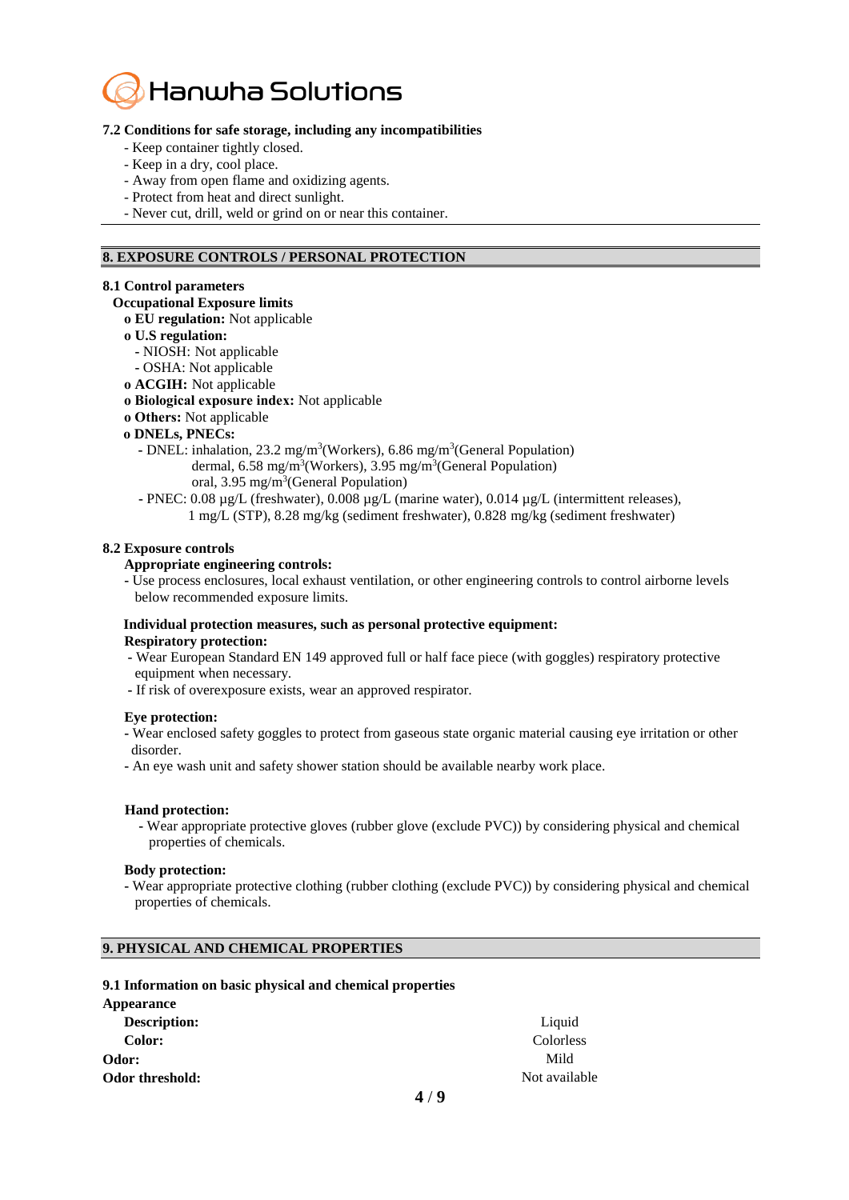### 7.2 Conditions for safe storage, including any incompatibilities

- Keep container tightly closed.
- Keep in a dry, cool place.
- Away from open flame and oxidizing agents.
- Protect from heat and direct sunlight.
- Never cut, drill, weld or grind on or near this container.

## 8. EXPOSURE CONTROLS / PERSONAL PROTECTION

### 8.1 Control parameters

**Occupational Exposure limits**

- **EU regulation:** Not applicable
- **U.S regulation:**
  - NIOSH: Not applicable
  - OSHA: Not applicable
- **ACGIH:** Not applicable
- **Biological exposure index:** Not applicable
- **Others:** Not applicable
- **DNELs, PNECs:**
  - DNEL: inhalation, 23.2 mg/$m^3$(Workers), 6.86 mg/$m^3$(General Population)
    dermal, 6.58 mg/$m^3$(Workers), 3.95 mg/$m^3$(General Population)
    oral, 3.95 mg/$m^3$(General Population)
  - PNEC: 0.08 µg/L (freshwater), 0.008 µg/L (marine water), 0.014 µg/L (intermittent releases),
    1 mg/L (STP), 8.28 mg/kg (sediment freshwater), 0.828 mg/kg (sediment freshwater)

### 8.2 Exposure controls

**Appropriate engineering controls:**

- Use process enclosures, local exhaust ventilation, or other engineering controls to control airborne levels below recommended exposure limits.

**Individual protection measures, such as personal protective equipment:**

**Respiratory protection:**

- Wear European Standard EN 149 approved full or half face piece (with goggles) respiratory protective equipment when necessary.
- If risk of overexposure exists, wear an approved respirator.

**Eye protection:**

- Wear enclosed safety goggles to protect from gaseous state organic material causing eye irritation or other disorder.
- An eye wash unit and safety shower station should be available nearby work place.

**Hand protection:**

- Wear appropriate protective gloves (rubber glove (exclude PVC)) by considering physical and chemical properties of chemicals.

**Body protection:**

- Wear appropriate protective clothing (rubber clothing (exclude PVC)) by considering physical and chemical properties of chemicals.

## 9. PHYSICAL AND CHEMICAL PROPERTIES

### 9.1 Information on basic physical and chemical properties

| **Appearance** | |
|---|---|
| **Description:** | Liquid |
| **Color:** | Colorless |
| **Odor:** | Mild |
| **Odor threshold:** | Not available |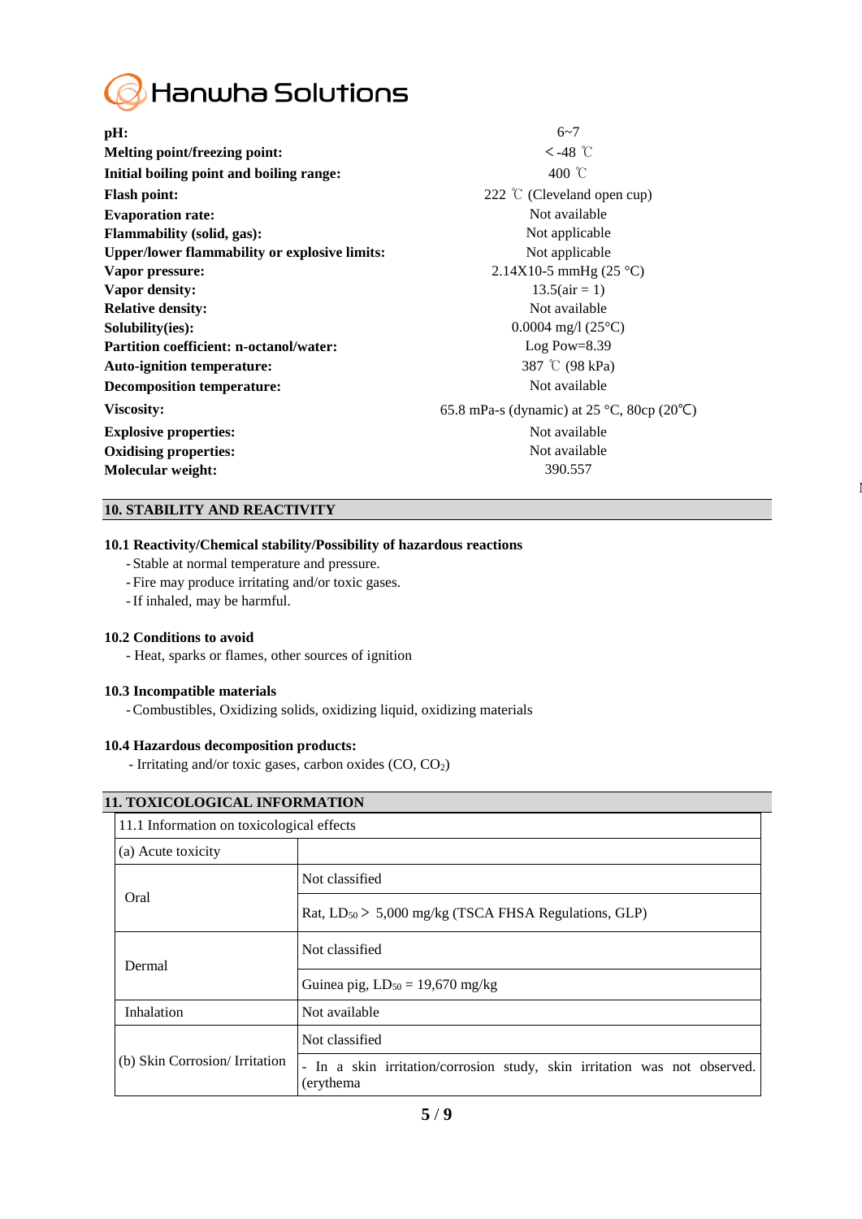| | |
|---|---|
| **pH:** | 6~7 |
| **Melting point/freezing point:** | ＜-48 ℃ |
| **Initial boiling point and boiling range:** | 400 ℃ |
| **Flash point:** | 222 ℃ (Cleveland open cup) |
| **Evaporation rate:** | Not available |
| **Flammability (solid, gas):** | Not applicable |
| **Upper/lower flammability or explosive limits:** | Not applicable |
| **Vapor pressure:** | 2.14X10-5 mmHg (25 °C) |
| **Vapor density:** | 13.5(air = 1) |
| **Relative density:** | Not available |
| **Solubility(ies):** | 0.0004 mg/l (25°C) |
| **Partition coefficient: n-octanol/water:** | Log Pow=8.39 |
| **Auto-ignition temperature:** | 387 ℃ (98 kPa) |
| **Decomposition temperature:** | Not available |
| **Viscosity:** | 65.8 mPa-s (dynamic) at 25 °C, 80cp (20℃) |
| **Explosive properties:** | Not available |
| **Oxidising properties:** | Not available |
| **Molecular weight:** | 390.557 |

## 10. STABILITY AND REACTIVITY

### 10.1 Reactivity/Chemical stability/Possibility of hazardous reactions

- Stable at normal temperature and pressure.
- Fire may produce irritating and/or toxic gases.
- If inhaled, may be harmful.

### 10.2 Conditions to avoid

- Heat, sparks or flames, other sources of ignition

### 10.3 Incompatible materials

- Combustibles, Oxidizing solids, oxidizing liquid, oxidizing materials

### 10.4 Hazardous decomposition products:

- Irritating and/or toxic gases, carbon oxides (CO, $CO_2$)

## 11. TOXICOLOGICAL INFORMATION

| 11.1 Information on toxicological effects | |
|---|---|
| (a) Acute toxicity | |
| Oral | Not classified |
| | Rat, $LD_{50}$ > 5,000 mg/kg (TSCA FHSA Regulations, GLP) |
| Dermal | Not classified |
| | Guinea pig, $LD_{50}$ = 19,670 mg/kg |
| Inhalation | Not available |
| (b) Skin Corrosion/ Irritation | Not classified |
| | - In a skin irritation/corrosion study, skin irritation was not observed. (erythema |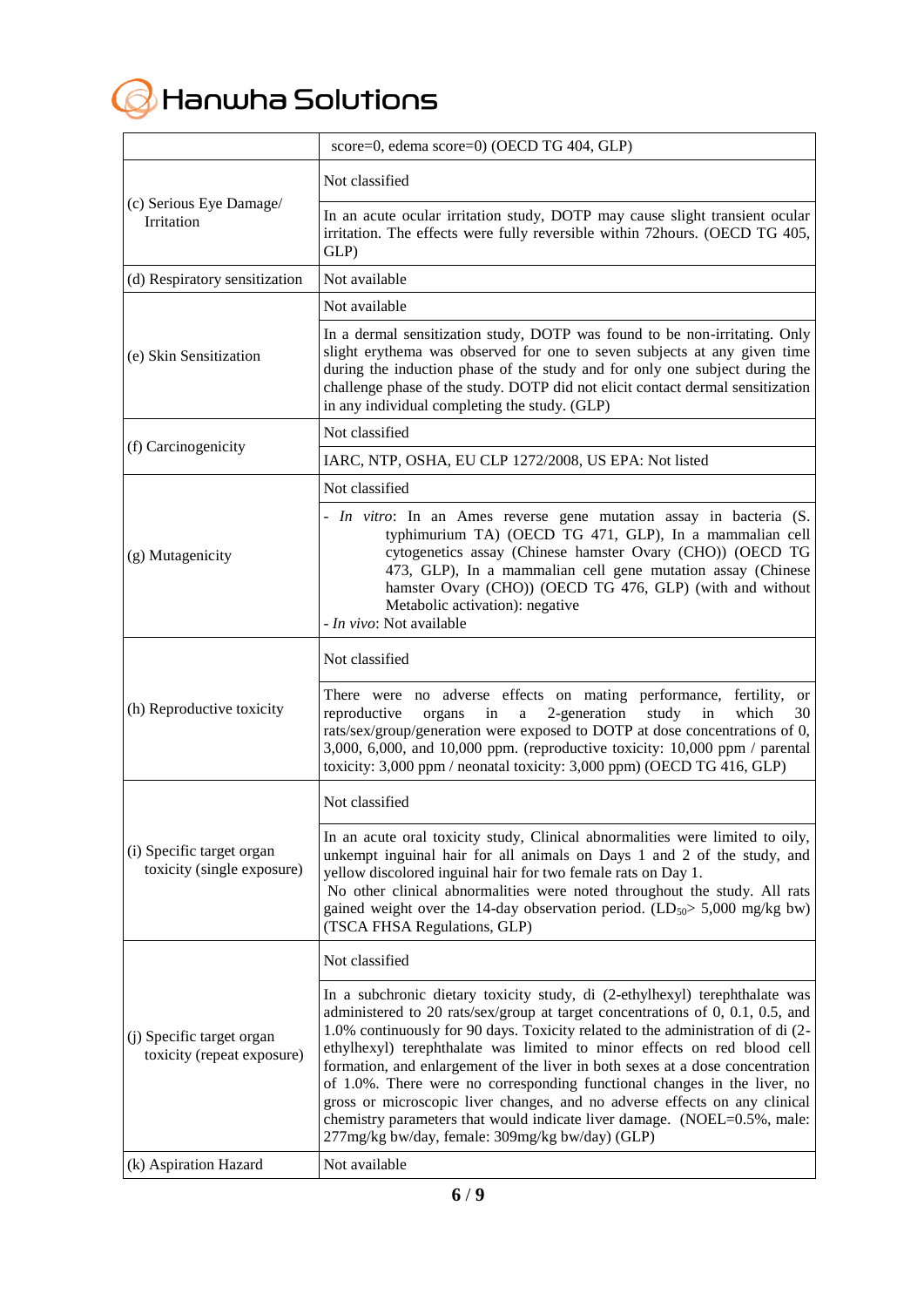| | |
|---|---|
| | score=0, edema score=0) (OECD TG 404, GLP) |
| (c) Serious Eye Damage/ Irritation | Not classified |
| | In an acute ocular irritation study, DOTP may cause slight transient ocular irritation. The effects were fully reversible within 72hours. (OECD TG 405, GLP) |
| (d) Respiratory sensitization | Not available |
| (e) Skin Sensitization | Not available |
| | In a dermal sensitization study, DOTP was found to be non-irritating. Only slight erythema was observed for one to seven subjects at any given time during the induction phase of the study and for only one subject during the challenge phase of the study. DOTP did not elicit contact dermal sensitization in any individual completing the study. (GLP) |
| (f) Carcinogenicity | Not classified |
| | IARC, NTP, OSHA, EU CLP 1272/2008, US EPA: Not listed |
| (g) Mutagenicity | Not classified |
| | - *In vitro*: In an Ames reverse gene mutation assay in bacteria (S. typhimurium TA) (OECD TG 471, GLP), In a mammalian cell cytogenetics assay (Chinese hamster Ovary (CHO)) (OECD TG 473, GLP), In a mammalian cell gene mutation assay (Chinese hamster Ovary (CHO)) (OECD TG 476, GLP) (with and without Metabolic activation): negative<br>- *In vivo*: Not available |
| (h) Reproductive toxicity | Not classified |
| | There were no adverse effects on mating performance, fertility, or reproductive organs in a 2-generation study in which 30 rats/sex/group/generation were exposed to DOTP at dose concentrations of 0, 3,000, 6,000, and 10,000 ppm. (reproductive toxicity: 10,000 ppm / parental toxicity: 3,000 ppm / neonatal toxicity: 3,000 ppm) (OECD TG 416, GLP) |
| (i) Specific target organ toxicity (single exposure) | Not classified |
| | In an acute oral toxicity study, Clinical abnormalities were limited to oily, unkempt inguinal hair for all animals on Days 1 and 2 of the study, and yellow discolored inguinal hair for two female rats on Day 1.<br>No other clinical abnormalities were noted throughout the study. All rats gained weight over the 14-day observation period. ($LD_{50}$> 5,000 mg/kg bw) (TSCA FHSA Regulations, GLP) |
| (j) Specific target organ toxicity (repeat exposure) | Not classified |
| | In a subchronic dietary toxicity study, di (2-ethylhexyl) terephthalate was administered to 20 rats/sex/group at target concentrations of 0, 0.1, 0.5, and 1.0% continuously for 90 days. Toxicity related to the administration of di (2-ethylhexyl) terephthalate was limited to minor effects on red blood cell formation, and enlargement of the liver in both sexes at a dose concentration of 1.0%. There were no corresponding functional changes in the liver, no gross or microscopic liver changes, and no adverse effects on any clinical chemistry parameters that would indicate liver damage. (NOEL=0.5%, male: 277mg/kg bw/day, female: 309mg/kg bw/day) (GLP) |
| (k) Aspiration Hazard | Not available |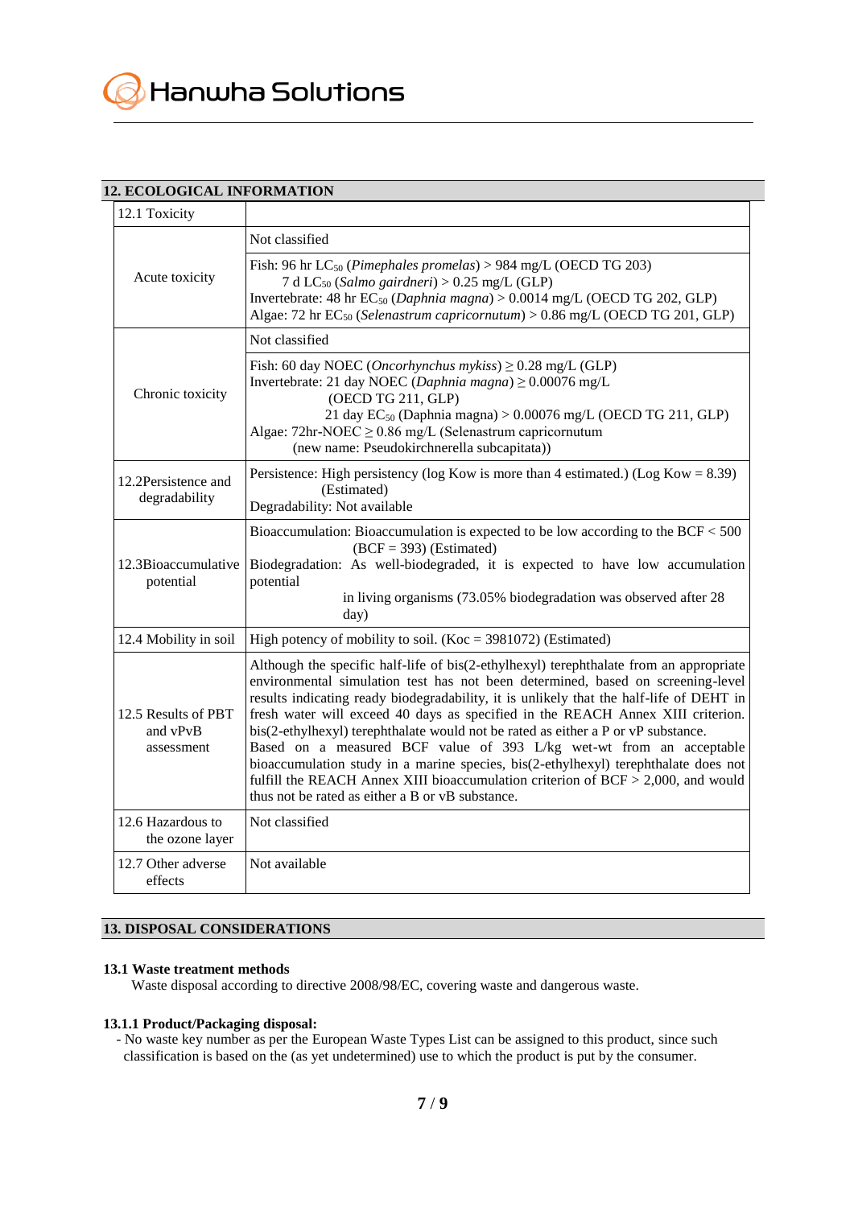## 12. ECOLOGICAL INFORMATION

| 12.1 Toxicity | |
|---|---|
| Acute toxicity | Not classified |
| | Fish: 96 hr $LC_{50}$ (*Pimephales promelas*) > 984 mg/L (OECD TG 203)<br>7 d $LC_{50}$ (*Salmo gairdneri*) > 0.25 mg/L (GLP)<br>Invertebrate: 48 hr $EC_{50}$ (*Daphnia magna*) > 0.0014 mg/L (OECD TG 202, GLP)<br>Algae: 72 hr $EC_{50}$ (*Selenastrum capricornutum*) > 0.86 mg/L (OECD TG 201, GLP) |
| Chronic toxicity | Not classified |
| | Fish: 60 day NOEC (*Oncorhynchus mykiss*) ≥ 0.28 mg/L (GLP)<br>Invertebrate: 21 day NOEC (*Daphnia magna*) ≥ 0.00076 mg/L (OECD TG 211, GLP)<br>21 day $EC_{50}$ (Daphnia magna) > 0.00076 mg/L (OECD TG 211, GLP)<br>Algae: 72hr-NOEC ≥ 0.86 mg/L (Selenastrum capricornutum (new name: Pseudokirchnerella subcapitata)) |
| 12.2Persistence and degradability | Persistence: High persistency (log Kow is more than 4 estimated.) (Log Kow = 8.39) (Estimated)<br>Degradability: Not available |
| 12.3Bioaccumulative potential | Bioaccumulation: Bioaccumulation is expected to be low according to the BCF < 500 (BCF = 393) (Estimated)<br>Biodegradation: As well-biodegraded, it is expected to have low accumulation potential in living organisms (73.05% biodegradation was observed after 28 day) |
| 12.4 Mobility in soil | High potency of mobility to soil. (Koc = 3981072) (Estimated) |
| 12.5 Results of PBT and vPvB assessment | Although the specific half-life of bis(2-ethylhexyl) terephthalate from an appropriate environmental simulation test has not been determined, based on screening-level results indicating ready biodegradability, it is unlikely that the half-life of DEHT in fresh water will exceed 40 days as specified in the REACH Annex XIII criterion. bis(2-ethylhexyl) terephthalate would not be rated as either a P or vP substance.<br>Based on a measured BCF value of 393 L/kg wet-wt from an acceptable bioaccumulation study in a marine species, bis(2-ethylhexyl) terephthalate does not fulfill the REACH Annex XIII bioaccumulation criterion of BCF > 2,000, and would thus not be rated as either a B or vB substance. |
| 12.6 Hazardous to the ozone layer | Not classified |
| 12.7 Other adverse effects | Not available |

## 13. DISPOSAL CONSIDERATIONS

### 13.1 Waste treatment methods

Waste disposal according to directive 2008/98/EC, covering waste and dangerous waste.

### 13.1.1 Product/Packaging disposal:

- No waste key number as per the European Waste Types List can be assigned to this product, since such classification is based on the (as yet undetermined) use to which the product is put by the consumer.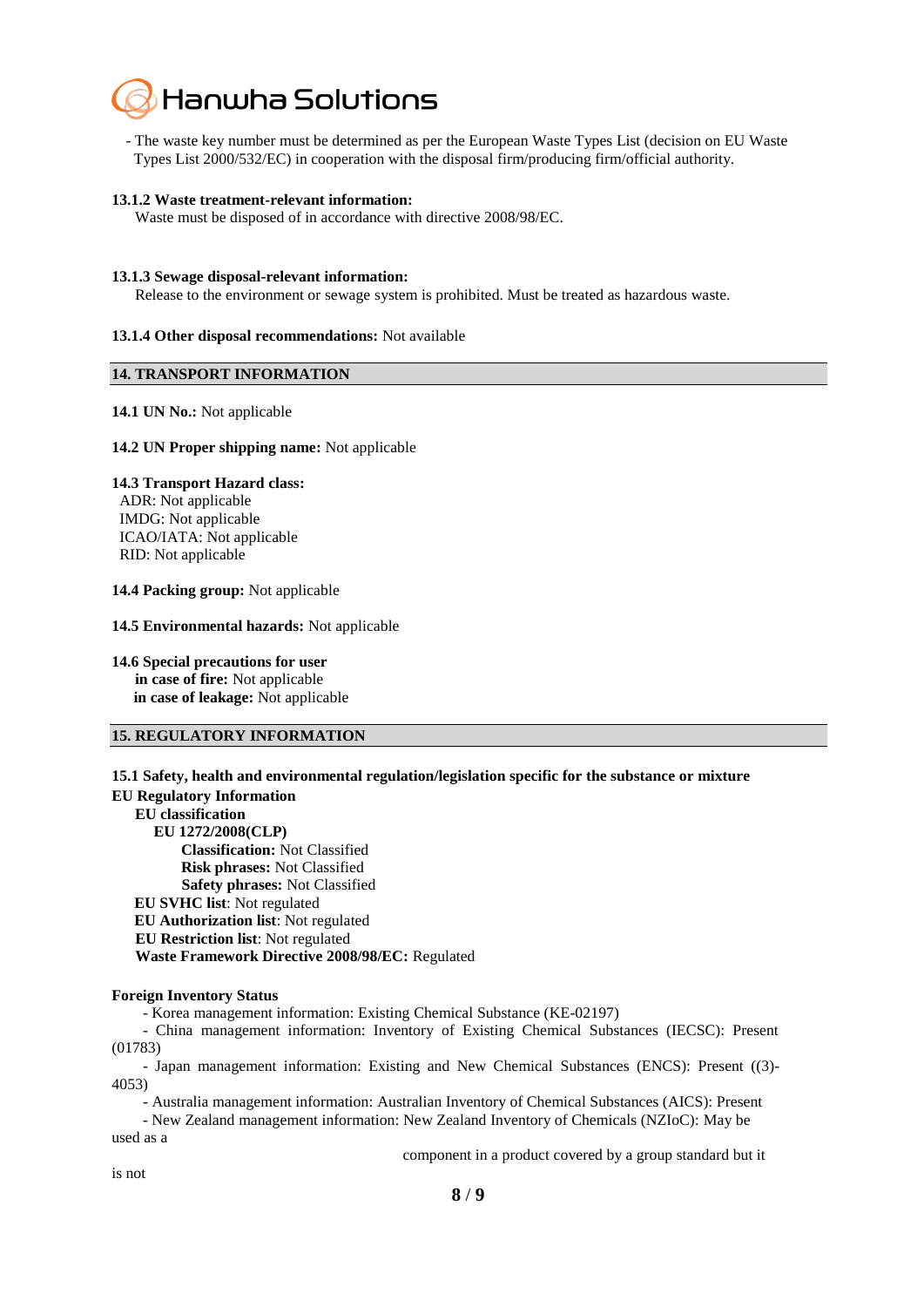- The waste key number must be determined as per the European Waste Types List (decision on EU Waste Types List 2000/532/EC) in cooperation with the disposal firm/producing firm/official authority.

**13.1.2 Waste treatment-relevant information:**
Waste must be disposed of in accordance with directive 2008/98/EC.

**13.1.3 Sewage disposal-relevant information:**
Release to the environment or sewage system is prohibited. Must be treated as hazardous waste.

**13.1.4 Other disposal recommendations:** Not available

## 14. TRANSPORT INFORMATION

**14.1 UN No.:** Not applicable

**14.2 UN Proper shipping name:** Not applicable

**14.3 Transport Hazard class:**
ADR: Not applicable
IMDG: Not applicable
ICAO/IATA: Not applicable
RID: Not applicable

**14.4 Packing group:** Not applicable

**14.5 Environmental hazards:** Not applicable

**14.6 Special precautions for user**
**in case of fire:** Not applicable
**in case of leakage:** Not applicable

## 15. REGULATORY INFORMATION

**15.1 Safety, health and environmental regulation/legislation specific for the substance or mixture**
**EU Regulatory Information**
**EU classification**
**EU 1272/2008(CLP)**
**Classification:** Not Classified
**Risk phrases:** Not Classified
**Safety phrases:** Not Classified
**EU SVHC list**: Not regulated
**EU Authorization list**: Not regulated
**EU Restriction list**: Not regulated
**Waste Framework Directive 2008/98/EC:** Regulated

**Foreign Inventory Status**
- Korea management information: Existing Chemical Substance (KE-02197)
- China management information: Inventory of Existing Chemical Substances (IECSC): Present (01783)
- Japan management information: Existing and New Chemical Substances (ENCS): Present ((3)-4053)
- Australia management information: Australian Inventory of Chemical Substances (AICS): Present
- New Zealand management information: New Zealand Inventory of Chemicals (NZIoC): May be used as a component in a product covered by a group standard but it is not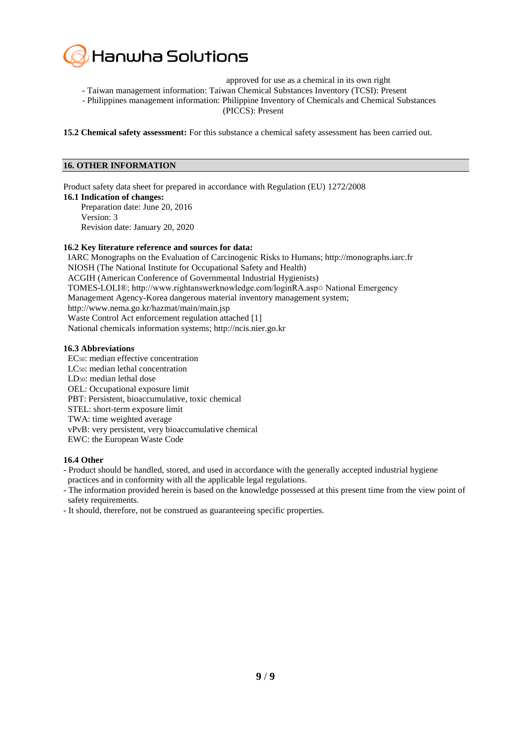approved for use as a chemical in its own right

- Taiwan management information: Taiwan Chemical Substances Inventory (TCSI): Present
- Philippines management information: Philippine Inventory of Chemicals and Chemical Substances (PICCS): Present

**15.2 Chemical safety assessment:** For this substance a chemical safety assessment has been carried out.

## 16. OTHER INFORMATION

Product safety data sheet for prepared in accordance with Regulation (EU) 1272/2008

**16.1 Indication of changes:**

Preparation date: June 20, 2016
Version: 3
Revision date: January 20, 2020

**16.2 Key literature reference and sources for data:**

IARC Monographs on the Evaluation of Carcinogenic Risks to Humans; http://monographs.iarc.fr
NIOSH (The National Institute for Occupational Safety and Health)
ACGIH (American Conference of Governmental Industrial Hygienists)
TOMES-LOLI®; http://www.rightanswerknowledge.com/loginRA.asp○ National Emergency Management Agency-Korea dangerous material inventory management system; http://www.nema.go.kr/hazmat/main/main.jsp
Waste Control Act enforcement regulation attached [1]
National chemicals information systems; http://ncis.nier.go.kr

**16.3 Abbreviations**

$EC_{50}$: median effective concentration
$LC_{50}$: median lethal concentration
$LD_{50}$: median lethal dose
OEL: Occupational exposure limit
PBT: Persistent, bioaccumulative, toxic chemical
STEL: short-term exposure limit
TWA: time weighted average
vPvB: very persistent, very bioaccumulative chemical
EWC: the European Waste Code

**16.4 Other**

- Product should be handled, stored, and used in accordance with the generally accepted industrial hygiene practices and in conformity with all the applicable legal regulations.
- The information provided herein is based on the knowledge possessed at this present time from the view point of safety requirements.
- It should, therefore, not be construed as guaranteeing specific properties.